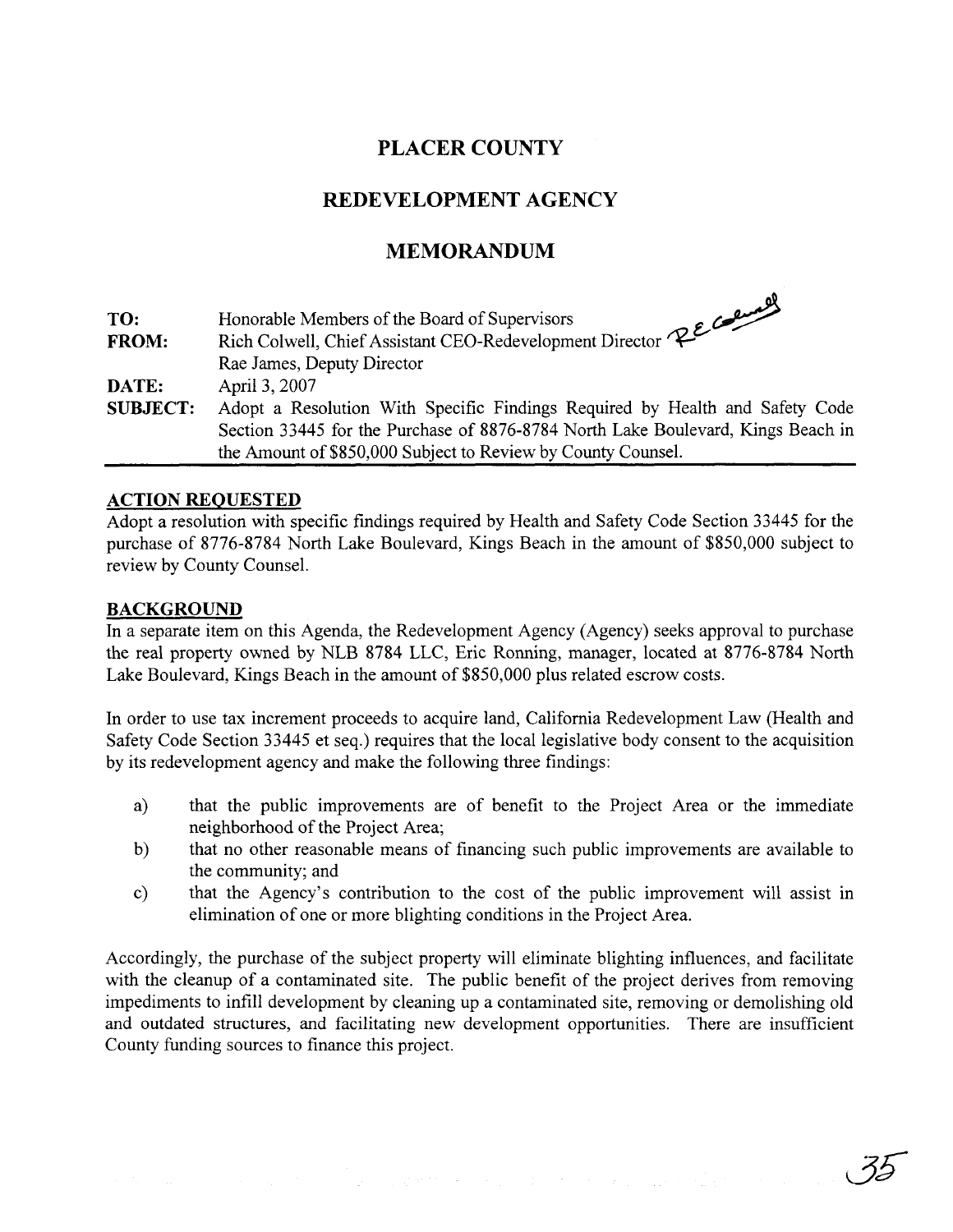# PLACER COUNTY

## REDEVELOPMENT AGENCY

## MEMORANDUM

| | |
|---|---|
| **TO:** | Honorable Members of the Board of Supervisors |
| **FROM:** | Rich Colwell, Chief Assistant CEO-Redevelopment Director |
| | Rae James, Deputy Director |
| **DATE:** | April 3, 2007 |
| **SUBJECT:** | Adopt a Resolution With Specific Findings Required by Health and Safety Code Section 33445 for the Purchase of 8876-8784 North Lake Boulevard, Kings Beach in the Amount of $850,000 Subject to Review by County Counsel. |

### ACTION REQUESTED

Adopt a resolution with specific findings required by Health and Safety Code Section 33445 for the purchase of 8776-8784 North Lake Boulevard, Kings Beach in the amount of $850,000 subject to review by County Counsel.

### BACKGROUND

In a separate item on this Agenda, the Redevelopment Agency (Agency) seeks approval to purchase the real property owned by NLB 8784 LLC, Eric Ronning, manager, located at 8776-8784 North Lake Boulevard, Kings Beach in the amount of $850,000 plus related escrow costs.

In order to use tax increment proceeds to acquire land, California Redevelopment Law (Health and Safety Code Section 33445 et seq.) requires that the local legislative body consent to the acquisition by its redevelopment agency and make the following three findings:

a) that the public improvements are of benefit to the Project Area or the immediate neighborhood of the Project Area;

b) that no other reasonable means of financing such public improvements are available to the community; and

c) that the Agency's contribution to the cost of the public improvement will assist in elimination of one or more blighting conditions in the Project Area.

Accordingly, the purchase of the subject property will eliminate blighting influences, and facilitate with the cleanup of a contaminated site. The public benefit of the project derives from removing impediments to infill development by cleaning up a contaminated site, removing or demolishing old and outdated structures, and facilitating new development opportunities. There are insufficient County funding sources to finance this project.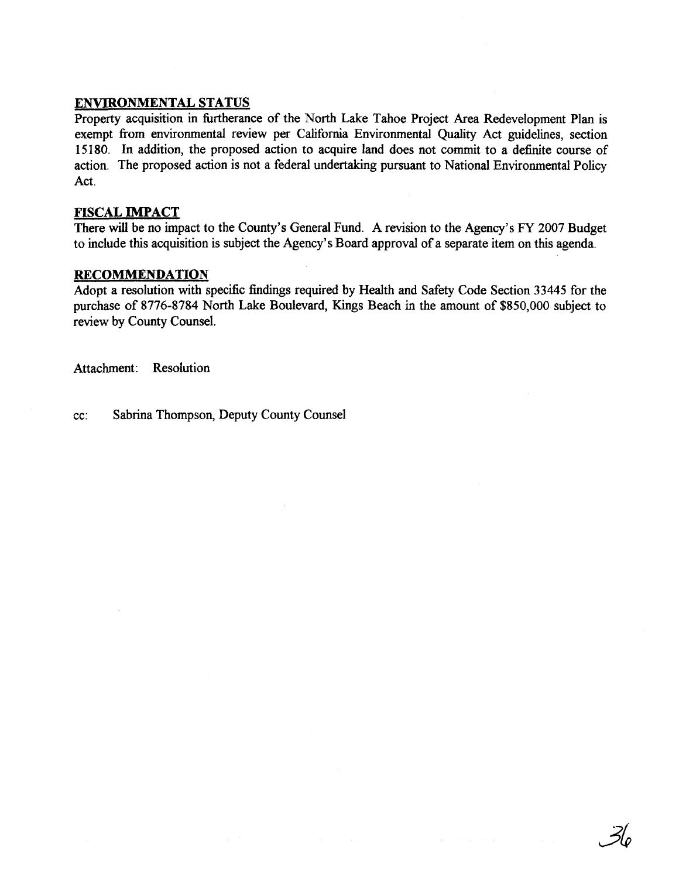## ENVIRONMENTAL STATUS

Property acquisition in furtherance of the North Lake Tahoe Project Area Redevelopment Plan is exempt from environmental review per California Environmental Quality Act guidelines, section 15180. In addition, the proposed action to acquire land does not commit to a definite course of action. The proposed action is not a federal undertaking pursuant to National Environmental Policy Act.

## FISCAL IMPACT

There will be no impact to the County's General Fund. A revision to the Agency's FY 2007 Budget to include this acquisition is subject the Agency's Board approval of a separate item on this agenda.

## RECOMMENDATION

Adopt a resolution with specific findings required by Health and Safety Code Section 33445 for the purchase of 8776-8784 North Lake Boulevard, Kings Beach in the amount of $850,000 subject to review by County Counsel.

Attachment: Resolution

cc: Sabrina Thompson, Deputy County Counsel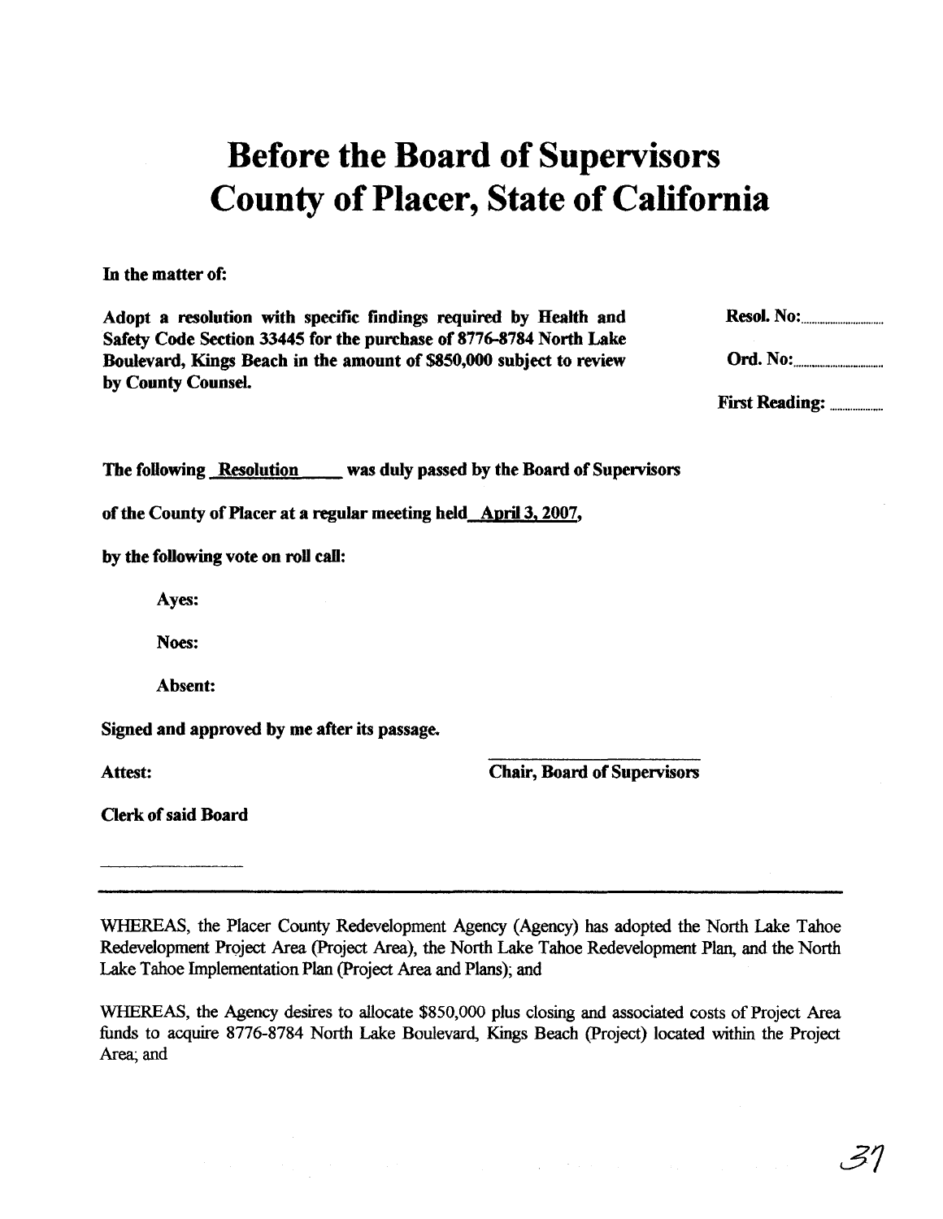# Before the Board of Supervisors County of Placer, State of California

**In the matter of:**

**Adopt a resolution with specific findings required by Health and Safety Code Section 33445 for the purchase of 8776-8784 North Lake Boulevard, Kings Beach in the amount of $850,000 subject to review by County Counsel.**

**Resol. No:**.................

**Ord. No:**.................

**First Reading:** ..............

**The following Resolution was duly passed by the Board of Supervisors of the County of Placer at a regular meeting held April 3, 2007, by the following vote on roll call:**

**Ayes:**

**Noes:**

**Absent:**

**Signed and approved by me after its passage.**

**Attest:**

**Chair, Board of Supervisors**

**Clerk of said Board**

---

WHEREAS, the Placer County Redevelopment Agency (Agency) has adopted the North Lake Tahoe Redevelopment Project Area (Project Area), the North Lake Tahoe Redevelopment Plan, and the North Lake Tahoe Implementation Plan (Project Area and Plans); and

WHEREAS, the Agency desires to allocate $850,000 plus closing and associated costs of Project Area funds to acquire 8776-8784 North Lake Boulevard, Kings Beach (Project) located within the Project Area; and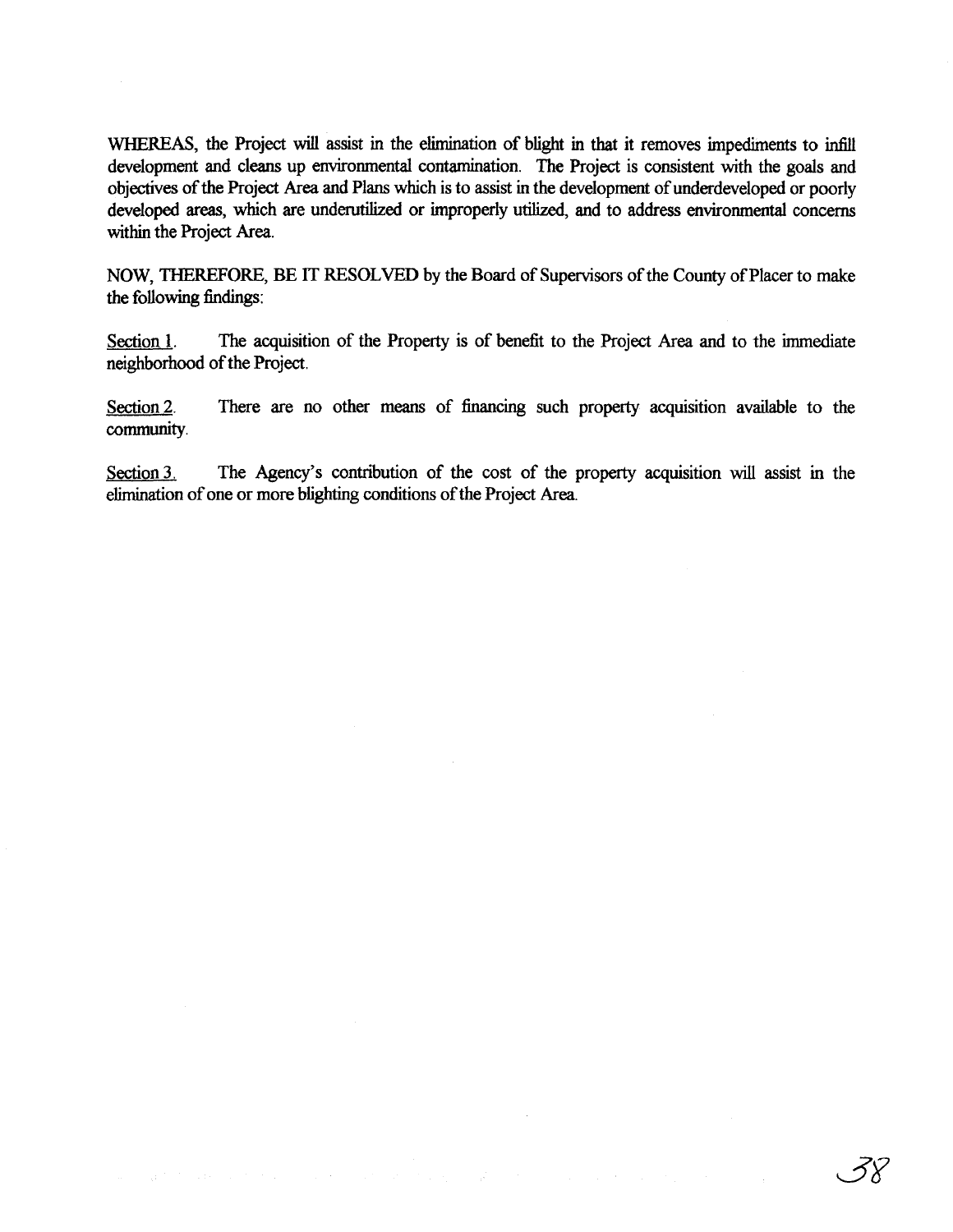WHEREAS, the Project will assist in the elimination of blight in that it removes impediments to infill development and cleans up environmental contamination. The Project is consistent with the goals and objectives of the Project Area and Plans which is to assist in the development of underdeveloped or poorly developed areas, which are underutilized or improperly utilized, and to address environmental concerns within the Project Area.

NOW, THEREFORE, BE IT RESOLVED by the Board of Supervisors of the County of Placer to make the following findings:

Section 1. The acquisition of the Property is of benefit to the Project Area and to the immediate neighborhood of the Project.

Section 2. There are no other means of financing such property acquisition available to the community.

Section 3. The Agency's contribution of the cost of the property acquisition will assist in the elimination of one or more blighting conditions of the Project Area.